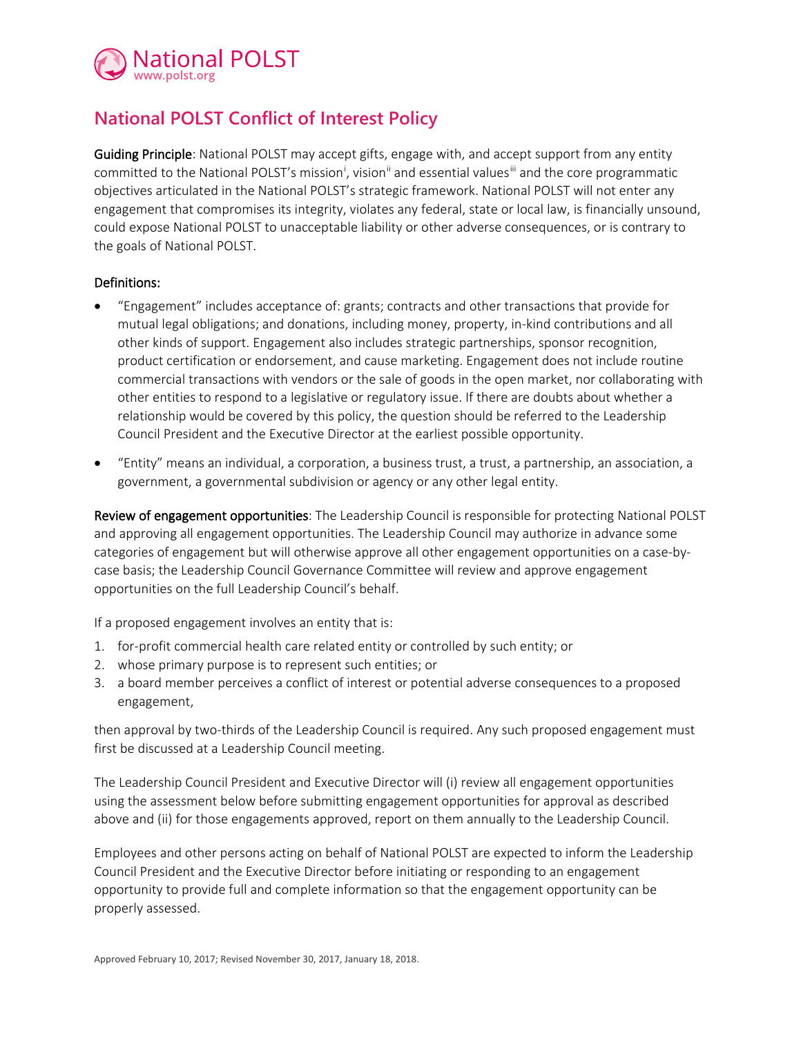National POLST
www.polst.org

# National POLST Conflict of Interest Policy

**Guiding Principle**: National POLST may accept gifts, engage with, and accept support from any entity committed to the National POLST's mission[i], vision[ii] and essential values[iii] and the core programmatic objectives articulated in the National POLST's strategic framework. National POLST will not enter any engagement that compromises its integrity, violates any federal, state or local law, is financially unsound, could expose National POLST to unacceptable liability or other adverse consequences, or is contrary to the goals of National POLST.

**Definitions:**

- "Engagement" includes acceptance of: grants; contracts and other transactions that provide for mutual legal obligations; and donations, including money, property, in-kind contributions and all other kinds of support. Engagement also includes strategic partnerships, sponsor recognition, product certification or endorsement, and cause marketing. Engagement does not include routine commercial transactions with vendors or the sale of goods in the open market, nor collaborating with other entities to respond to a legislative or regulatory issue. If there are doubts about whether a relationship would be covered by this policy, the question should be referred to the Leadership Council President and the Executive Director at the earliest possible opportunity.
- "Entity" means an individual, a corporation, a business trust, a trust, a partnership, an association, a government, a governmental subdivision or agency or any other legal entity.

**Review of engagement opportunities**: The Leadership Council is responsible for protecting National POLST and approving all engagement opportunities. The Leadership Council may authorize in advance some categories of engagement but will otherwise approve all other engagement opportunities on a case-by-case basis; the Leadership Council Governance Committee will review and approve engagement opportunities on the full Leadership Council's behalf.

If a proposed engagement involves an entity that is:

1. for-profit commercial health care related entity or controlled by such entity; or
2. whose primary purpose is to represent such entities; or
3. a board member perceives a conflict of interest or potential adverse consequences to a proposed engagement,

then approval by two-thirds of the Leadership Council is required. Any such proposed engagement must first be discussed at a Leadership Council meeting.

The Leadership Council President and Executive Director will (i) review all engagement opportunities using the assessment below before submitting engagement opportunities for approval as described above and (ii) for those engagements approved, report on them annually to the Leadership Council.

Employees and other persons acting on behalf of National POLST are expected to inform the Leadership Council President and the Executive Director before initiating or responding to an engagement opportunity to provide full and complete information so that the engagement opportunity can be properly assessed.

Approved February 10, 2017; Revised November 30, 2017, January 18, 2018.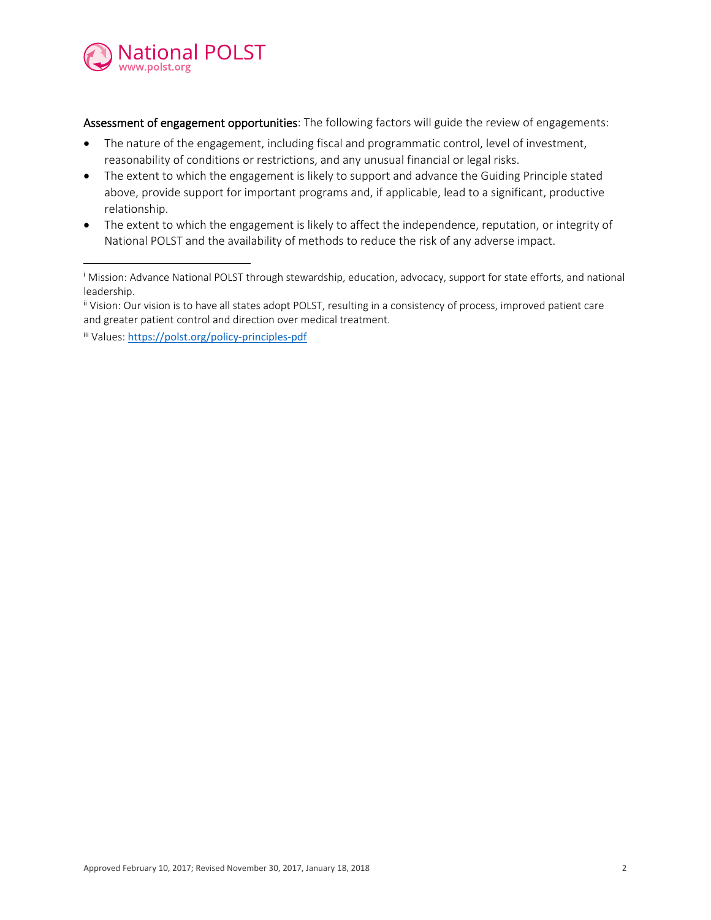**Assessment of engagement opportunities**: The following factors will guide the review of engagements:

- The nature of the engagement, including fiscal and programmatic control, level of investment, reasonability of conditions or restrictions, and any unusual financial or legal risks.
- The extent to which the engagement is likely to support and advance the Guiding Principle stated above, provide support for important programs and, if applicable, lead to a significant, productive relationship.
- The extent to which the engagement is likely to affect the independence, reputation, or integrity of National POLST and the availability of methods to reduce the risk of any adverse impact.

---

[i] Mission: Advance National POLST through stewardship, education, advocacy, support for state efforts, and national leadership.

[ii] Vision: Our vision is to have all states adopt POLST, resulting in a consistency of process, improved patient care and greater patient control and direction over medical treatment.

[iii] Values: https://polst.org/policy-principles-pdf